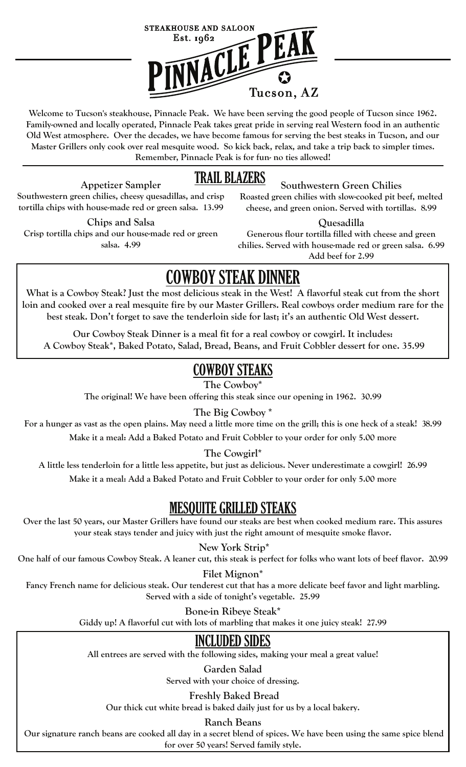# Pinnacle Peak

STEAKHOUSE AND SALOON

Est. 1962

Tucson, AZ

**Welcome to Tucson's steakhouse, Pinnacle Peak. We have been serving the good people of Tucson since 1962. Family-owned and locally operated, Pinnacle Peak takes great pride in serving real Western food in an authentic Old West atmosphere. Over the decades, we have become famous for serving the best steaks in Tucson, and our Master Grillers only cook over real mesquite wood. So kick back, relax, and take a trip back to simpler times. Remember, Pinnacle Peak is for fun- no ties allowed!**

## TRAIL BLAZERS

**Appetizer Sampler**
Southwestern green chilies, cheesy quesadillas, and crisp tortilla chips with house-made red or green salsa. 13.99

**Chips and Salsa**
Crisp tortilla chips and our house-made red or green salsa. 4.99

**Southwestern Green Chilies**
Roasted green chilies with slow-cooked pit beef, melted cheese, and green onion. Served with tortillas. 8.99

**Quesadilla**
Generous flour tortilla filled with cheese and green chilies. Served with house-made red or green salsa. 6.99
Add beef for 2.99

## COWBOY STEAK DINNER

What is a Cowboy Steak? Just the most delicious steak in the West! A flavorful steak cut from the short loin and cooked over a real mesquite fire by our Master Grillers. Real cowboys order medium rare for the best steak. Don't forget to save the tenderloin side for last; it's an authentic Old West dessert.

Our Cowboy Steak Dinner is a meal fit for a real cowboy or cowgirl. It includes:
A Cowboy Steak*, Baked Potato, Salad, Bread, Beans, and Fruit Cobbler dessert for one. 35.99

## COWBOY STEAKS

**The Cowboy***
The original! We have been offering this steak since our opening in 1962. 30.99

**The Big Cowboy ***
For a hunger as vast as the open plains. May need a little more time on the grill; this is one heck of a steak! 38.99
Make it a meal: Add a Baked Potato and Fruit Cobbler to your order for only 5.00 more

**The Cowgirl***
A little less tenderloin for a little less appetite, but just as delicious. Never underestimate a cowgirl! 26.99
Make it a meal: Add a Baked Potato and Fruit Cobbler to your order for only 5.00 more

## MESQUITE GRILLED STEAKS

Over the last 50 years, our Master Grillers have found our steaks are best when cooked medium rare. This assures your steak stays tender and juicy with just the right amount of mesquite smoke flavor.

**New York Strip***
One half of our famous Cowboy Steak. A leaner cut, this steak is perfect for folks who want lots of beef flavor. 20.99

**Filet Mignon***
Fancy French name for delicious steak. Our tenderest cut that has a more delicate beef favor and light marbling. Served with a side of tonight's vegetable. 25.99

**Bone-in Ribeye Steak***
Giddy up! A flavorful cut with lots of marbling that makes it one juicy steak! 27.99

## INCLUDED SIDES

All entrees are served with the following sides, making your meal a great value!

**Garden Salad**
Served with your choice of dressing.

**Freshly Baked Bread**
Our thick cut white bread is baked daily just for us by a local bakery.

**Ranch Beans**
Our signature ranch beans are cooked all day in a secret blend of spices. We have been using the same spice blend for over 50 years! Served family style.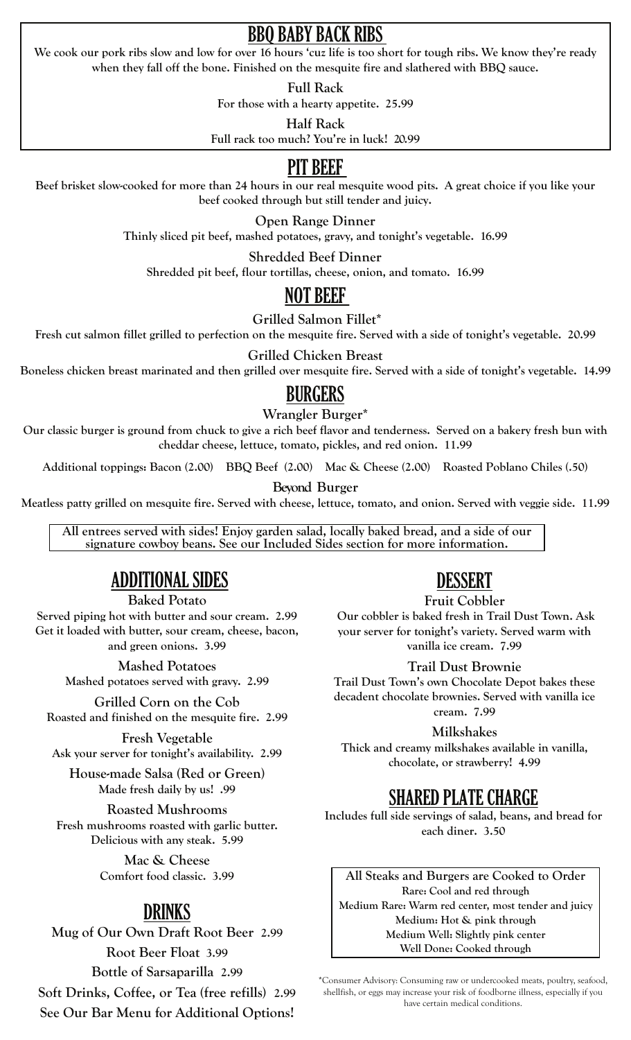# BBQ BABY BACK RIBS

**We cook our pork ribs slow and low for over 16 hours 'cuz life is too short for tough ribs. We know they're ready when they fall off the bone. Finished on the mesquite fire and slathered with BBQ sauce.**

**Full Rack**
For those with a hearty appetite. 25.99

**Half Rack**
Full rack too much? You're in luck! 20.99

# PIT BEEF

**Beef brisket slow-cooked for more than 24 hours in our real mesquite wood pits. A great choice if you like your beef cooked through but still tender and juicy.**

**Open Range Dinner**
Thinly sliced pit beef, mashed potatoes, gravy, and tonight's vegetable. 16.99

**Shredded Beef Dinner**
Shredded pit beef, flour tortillas, cheese, onion, and tomato. 16.99

# NOT BEEF

**Grilled Salmon Fillet***
Fresh cut salmon fillet grilled to perfection on the mesquite fire. Served with a side of tonight's vegetable. 20.99

**Grilled Chicken Breast**
Boneless chicken breast marinated and then grilled over mesquite fire. Served with a side of tonight's vegetable. 14.99

# BURGERS

**Wrangler Burger***
Our classic burger is ground from chuck to give a rich beef flavor and tenderness. Served on a bakery fresh bun with cheddar cheese, lettuce, tomato, pickles, and red onion. 11.99

Additional toppings: Bacon (2.00) BBQ Beef (2.00) Mac & Cheese (2.00) Roasted Poblano Chiles (.50)

**Beyond Burger**
Meatless patty grilled on mesquite fire. Served with cheese, lettuce, tomato, and onion. Served with veggie side. 11.99

**All entrees served with sides! Enjoy garden salad, locally baked bread, and a side of our signature cowboy beans. See our Included Sides section for more information.**

# ADDITIONAL SIDES

**Baked Potato**
Served piping hot with butter and sour cream. 2.99
Get it loaded with butter, sour cream, cheese, bacon, and green onions. 3.99

**Mashed Potatoes**
Mashed potatoes served with gravy. 2.99

**Grilled Corn on the Cob**
Roasted and finished on the mesquite fire. 2.99

**Fresh Vegetable**
Ask your server for tonight's availability. 2.99

**House-made Salsa (Red or Green)**
Made fresh daily by us! .99

**Roasted Mushrooms**
Fresh mushrooms roasted with garlic butter. Delicious with any steak. 5.99

**Mac & Cheese**
Comfort food classic. 3.99

# DRINKS

**Mug of Our Own Draft Root Beer** 2.99

**Root Beer Float** 3.99

**Bottle of Sarsaparilla** 2.99

**Soft Drinks, Coffee, or Tea (free refills)** 2.99

**See Our Bar Menu for Additional Options!**

# DESSERT

**Fruit Cobbler**
Our cobbler is baked fresh in Trail Dust Town. Ask your server for tonight's variety. Served warm with vanilla ice cream. 7.99

**Trail Dust Brownie**
Trail Dust Town's own Chocolate Depot bakes these decadent chocolate brownies. Served with vanilla ice cream. 7.99

**Milkshakes**
Thick and creamy milkshakes available in vanilla, chocolate, or strawberry! 4.99

# SHARED PLATE CHARGE

Includes full side servings of salad, beans, and bread for each diner. 3.50

**All Steaks and Burgers are Cooked to Order**
Rare: Cool and red through
Medium Rare: Warm red center, most tender and juicy
Medium: Hot & pink through
Medium Well: Slightly pink center
Well Done: Cooked through

*Consumer Advisory: Consuming raw or undercooked meats, poultry, seafood, shellfish, or eggs may increase your risk of foodborne illness, especially if you have certain medical conditions.